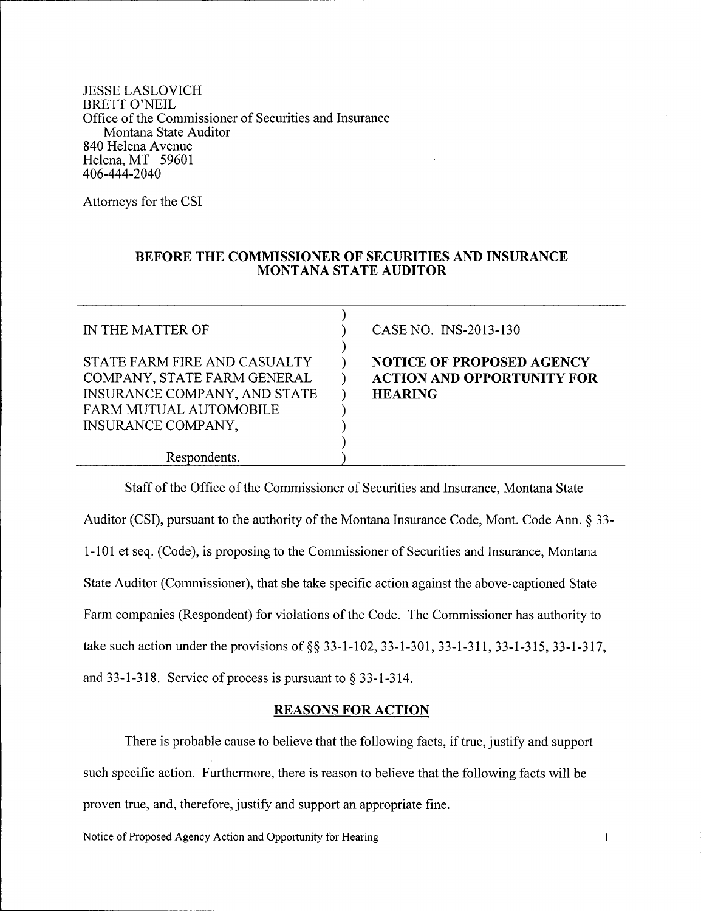JESSE LASLOVICH
BRETT O'NEIL
Office of the Commissioner of Securities and Insurance
Montana State Auditor
840 Helena Avenue
Helena, MT 59601
406-444-2040

Attorneys for the CSI

**BEFORE THE COMMISSIONER OF SECURITIES AND INSURANCE**
**MONTANA STATE AUDITOR**

| | |
|---|---|
| IN THE MATTER OF<br><br>STATE FARM FIRE AND CASUALTY COMPANY, STATE FARM GENERAL INSURANCE COMPANY, AND STATE FARM MUTUAL AUTOMOBILE INSURANCE COMPANY,<br><br>Respondents. | CASE NO. INS-2013-130<br><br>**NOTICE OF PROPOSED AGENCY ACTION AND OPPORTUNITY FOR HEARING** |

Staff of the Office of the Commissioner of Securities and Insurance, Montana State Auditor (CSI), pursuant to the authority of the Montana Insurance Code, Mont. Code Ann. § 33-1-101 et seq. (Code), is proposing to the Commissioner of Securities and Insurance, Montana State Auditor (Commissioner), that she take specific action against the above-captioned State Farm companies (Respondent) for violations of the Code. The Commissioner has authority to take such action under the provisions of §§ 33-1-102, 33-1-301, 33-1-311, 33-1-315, 33-1-317, and 33-1-318. Service of process is pursuant to § 33-1-314.

## REASONS FOR ACTION

There is probable cause to believe that the following facts, if true, justify and support such specific action. Furthermore, there is reason to believe that the following facts will be proven true, and, therefore, justify and support an appropriate fine.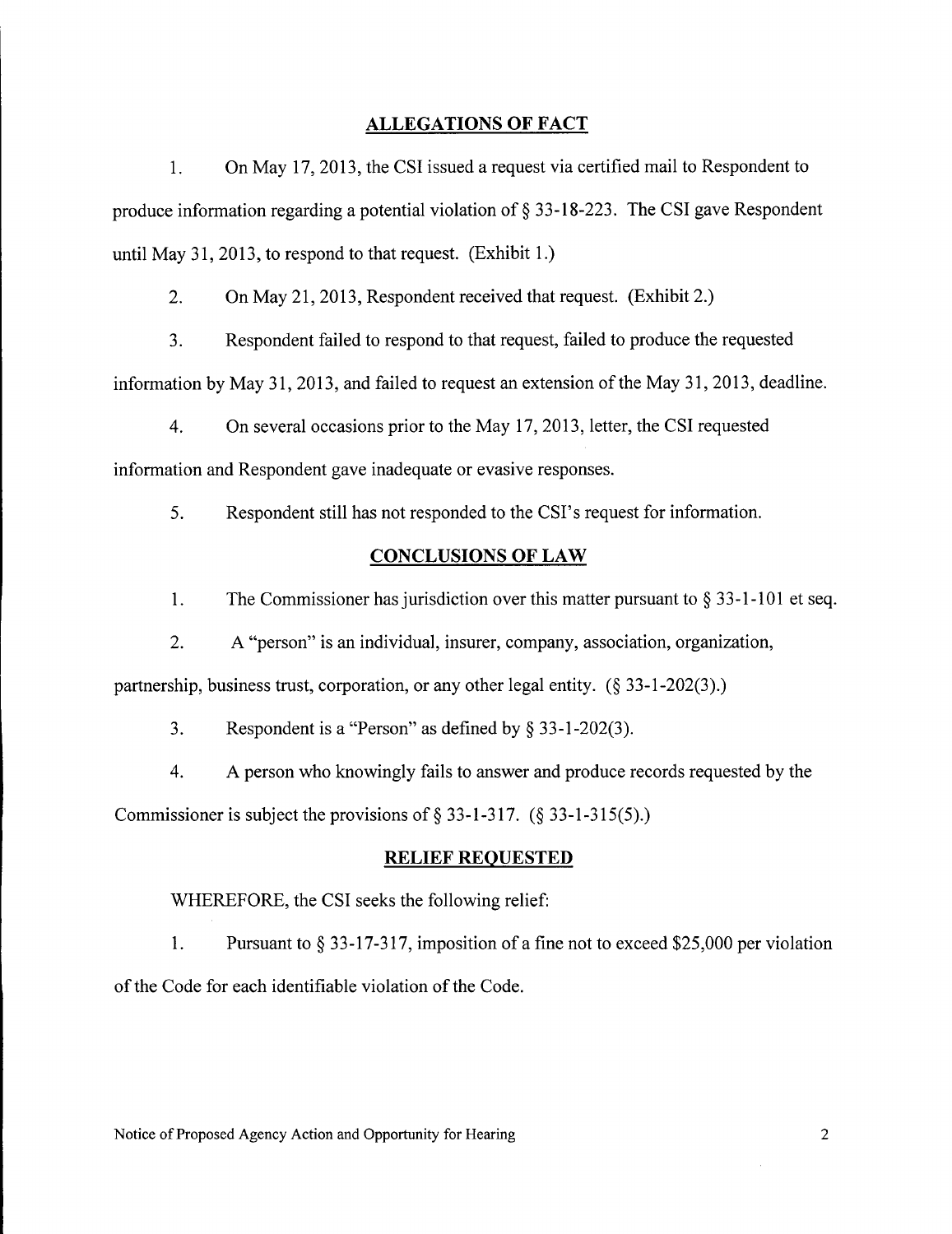## ALLEGATIONS OF FACT

1. On May 17, 2013, the CSI issued a request via certified mail to Respondent to produce information regarding a potential violation of § 33-18-223. The CSI gave Respondent until May 31, 2013, to respond to that request. (Exhibit 1.)

2. On May 21, 2013, Respondent received that request. (Exhibit 2.)

3. Respondent failed to respond to that request, failed to produce the requested information by May 31, 2013, and failed to request an extension of the May 31, 2013, deadline.

4. On several occasions prior to the May 17, 2013, letter, the CSI requested information and Respondent gave inadequate or evasive responses.

5. Respondent still has not responded to the CSI's request for information.

## CONCLUSIONS OF LAW

1. The Commissioner has jurisdiction over this matter pursuant to § 33-1-101 et seq.

2. A "person" is an individual, insurer, company, association, organization, partnership, business trust, corporation, or any other legal entity. (§ 33-1-202(3).)

3. Respondent is a "Person" as defined by § 33-1-202(3).

4. A person who knowingly fails to answer and produce records requested by the Commissioner is subject the provisions of § 33-1-317. (§ 33-1-315(5).)

## RELIEF REQUESTED

WHEREFORE, the CSI seeks the following relief:

1. Pursuant to § 33-17-317, imposition of a fine not to exceed $25,000 per violation of the Code for each identifiable violation of the Code.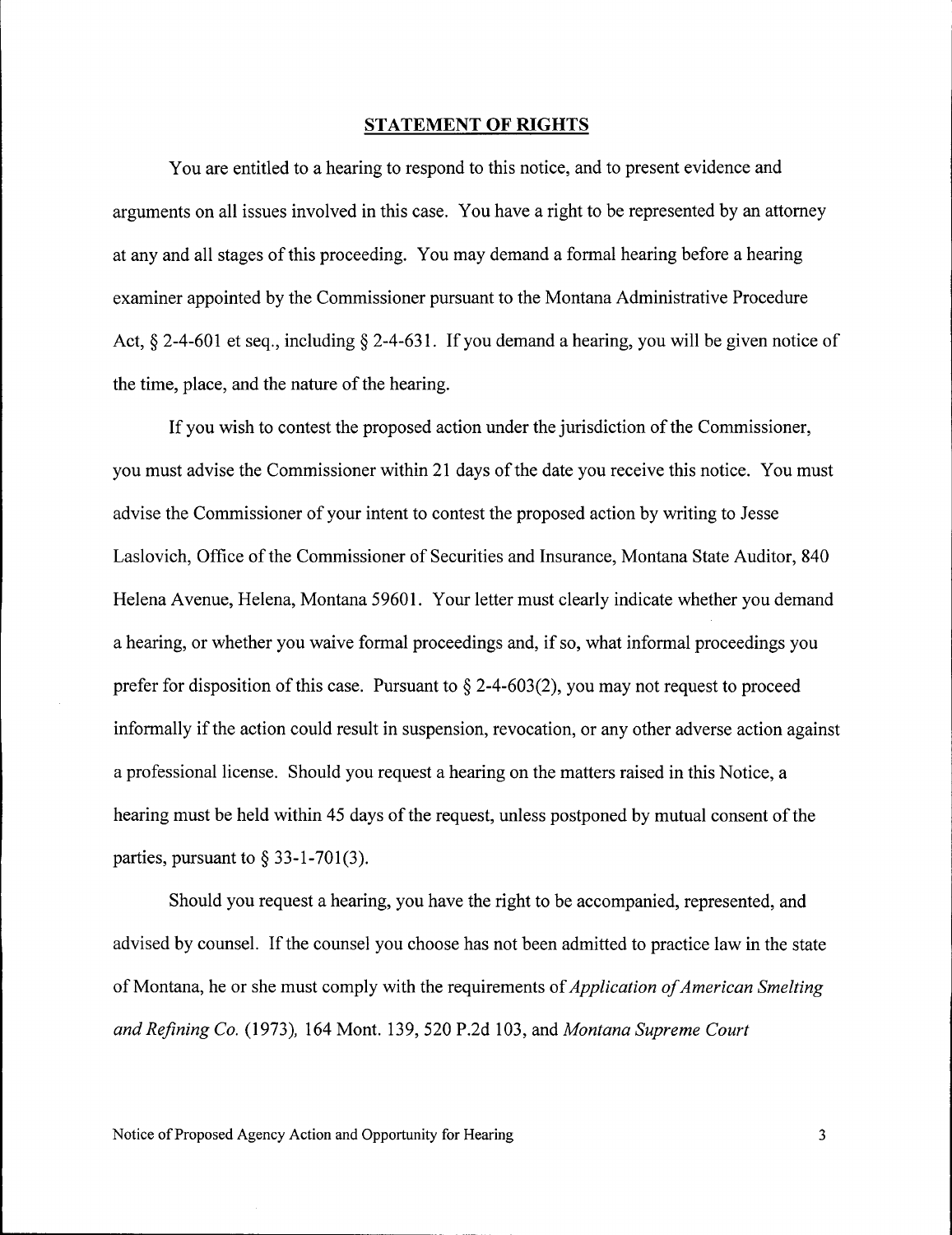## STATEMENT OF RIGHTS

You are entitled to a hearing to respond to this notice, and to present evidence and arguments on all issues involved in this case. You have a right to be represented by an attorney at any and all stages of this proceeding. You may demand a formal hearing before a hearing examiner appointed by the Commissioner pursuant to the Montana Administrative Procedure Act, § 2-4-601 et seq., including § 2-4-631. If you demand a hearing, you will be given notice of the time, place, and the nature of the hearing.

If you wish to contest the proposed action under the jurisdiction of the Commissioner, you must advise the Commissioner within 21 days of the date you receive this notice. You must advise the Commissioner of your intent to contest the proposed action by writing to Jesse Laslovich, Office of the Commissioner of Securities and Insurance, Montana State Auditor, 840 Helena Avenue, Helena, Montana 59601. Your letter must clearly indicate whether you demand a hearing, or whether you waive formal proceedings and, if so, what informal proceedings you prefer for disposition of this case. Pursuant to § 2-4-603(2), you may not request to proceed informally if the action could result in suspension, revocation, or any other adverse action against a professional license. Should you request a hearing on the matters raised in this Notice, a hearing must be held within 45 days of the request, unless postponed by mutual consent of the parties, pursuant to § 33-1-701(3).

Should you request a hearing, you have the right to be accompanied, represented, and advised by counsel. If the counsel you choose has not been admitted to practice law in the state of Montana, he or she must comply with the requirements of *Application of American Smelting and Refining Co.* (1973), 164 Mont. 139, 520 P.2d 103, and *Montana Supreme Court*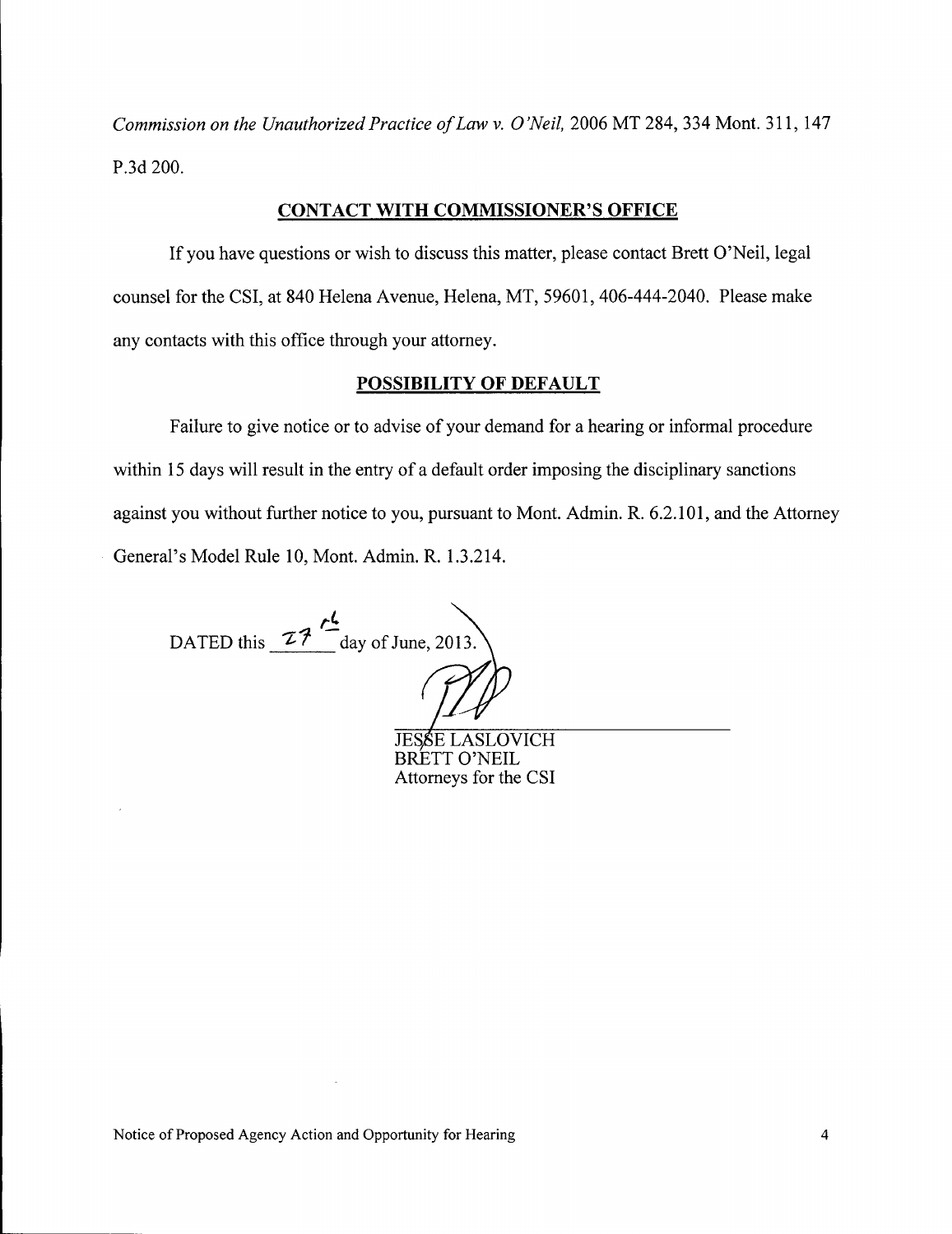*Commission on the Unauthorized Practice of Law v. O'Neil*, 2006 MT 284, 334 Mont. 311, 147 P.3d 200.

## CONTACT WITH COMMISSIONER'S OFFICE

If you have questions or wish to discuss this matter, please contact Brett O'Neil, legal counsel for the CSI, at 840 Helena Avenue, Helena, MT, 59601, 406-444-2040. Please make any contacts with this office through your attorney.

## POSSIBILITY OF DEFAULT

Failure to give notice or to advise of your demand for a hearing or informal procedure within 15 days will result in the entry of a default order imposing the disciplinary sanctions against you without further notice to you, pursuant to Mont. Admin. R. 6.2.101, and the Attorney General's Model Rule 10, Mont. Admin. R. 1.3.214.

DATED this 27th day of June, 2013.

JESSE LASLOVICH
BRETT O'NEIL
Attorneys for the CSI

Notice of Proposed Agency Action and Opportunity for Hearing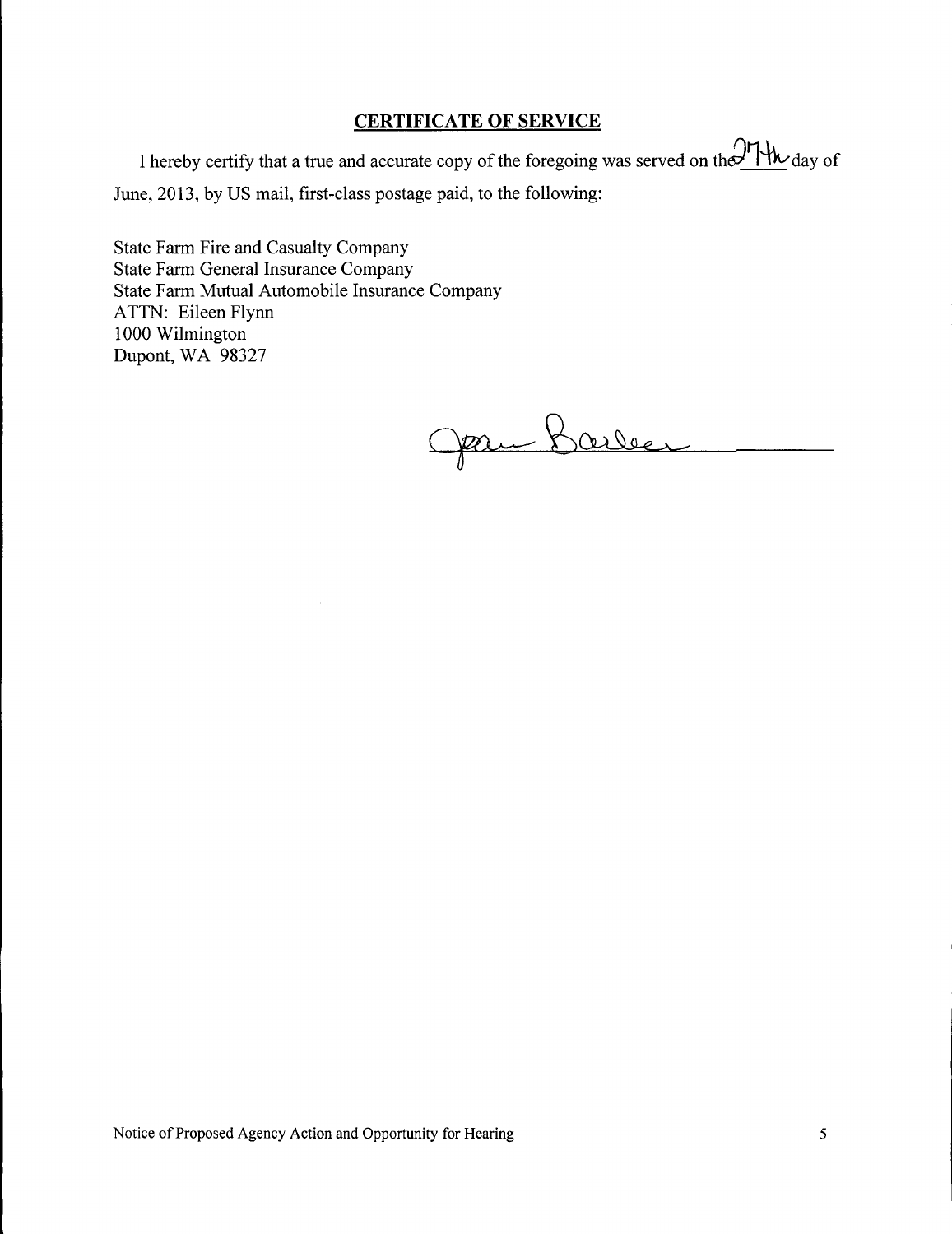## CERTIFICATE OF SERVICE

I hereby certify that a true and accurate copy of the foregoing was served on the 27th day of June, 2013, by US mail, first-class postage paid, to the following:

State Farm Fire and Casualty Company
State Farm General Insurance Company
State Farm Mutual Automobile Insurance Company
ATTN: Eileen Flynn
1000 Wilmington
Dupont, WA 98327

Jean Barber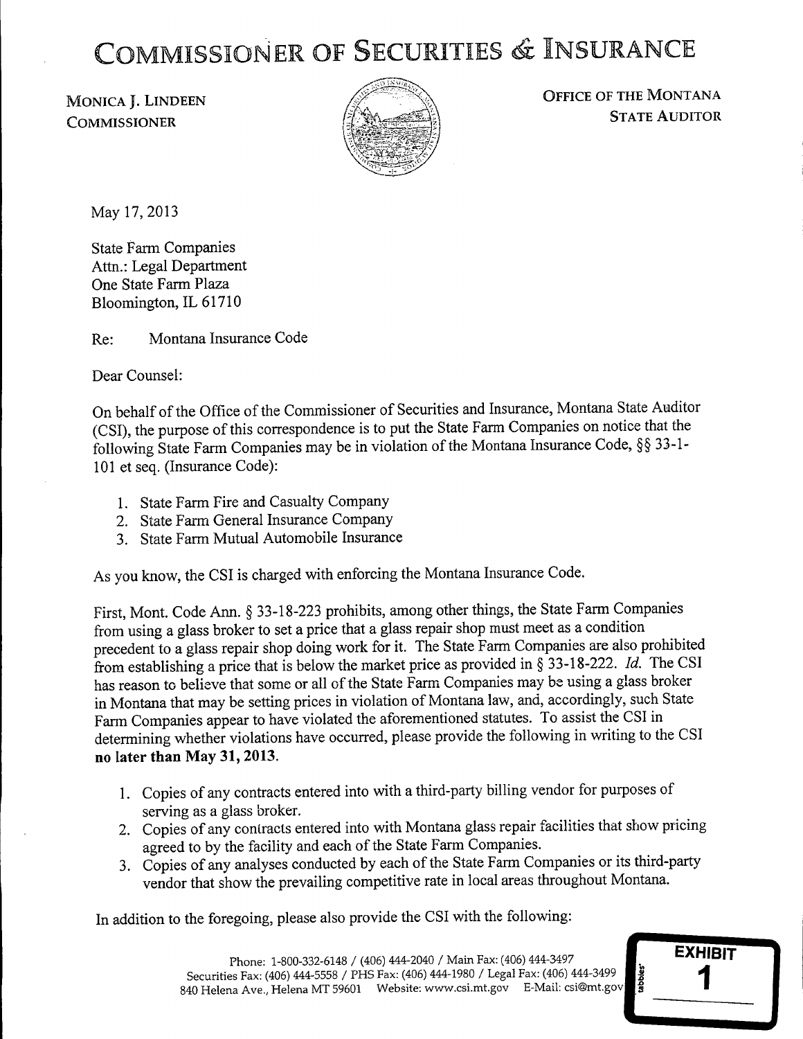# COMMISSIONER OF SECURITIES & INSURANCE

MONICA J. LINDEEN
COMMISSIONER

OFFICE OF THE MONTANA
STATE AUDITOR

May 17, 2013

State Farm Companies
Attn.: Legal Department
One State Farm Plaza
Bloomington, IL 61710

Re: Montana Insurance Code

Dear Counsel:

On behalf of the Office of the Commissioner of Securities and Insurance, Montana State Auditor (CSI), the purpose of this correspondence is to put the State Farm Companies on notice that the following State Farm Companies may be in violation of the Montana Insurance Code, §§ 33-1-101 et seq. (Insurance Code):

1. State Farm Fire and Casualty Company
2. State Farm General Insurance Company
3. State Farm Mutual Automobile Insurance

As you know, the CSI is charged with enforcing the Montana Insurance Code.

First, Mont. Code Ann. § 33-18-223 prohibits, among other things, the State Farm Companies from using a glass broker to set a price that a glass repair shop must meet as a condition precedent to a glass repair shop doing work for it. The State Farm Companies are also prohibited from establishing a price that is below the market price as provided in § 33-18-222. *Id.* The CSI has reason to believe that some or all of the State Farm Companies may be using a glass broker in Montana that may be setting prices in violation of Montana law, and, accordingly, such State Farm Companies appear to have violated the aforementioned statutes. To assist the CSI in determining whether violations have occurred, please provide the following in writing to the CSI **no later than May 31, 2013**.

1. Copies of any contracts entered into with a third-party billing vendor for purposes of serving as a glass broker.
2. Copies of any contracts entered into with Montana glass repair facilities that show pricing agreed to by the facility and each of the State Farm Companies.
3. Copies of any analyses conducted by each of the State Farm Companies or its third-party vendor that show the prevailing competitive rate in local areas throughout Montana.

In addition to the foregoing, please also provide the CSI with the following:

Phone: 1-800-332-6148 / (406) 444-2040 / Main Fax: (406) 444-3497
Securities Fax: (406) 444-5558 / PHS Fax: (406) 444-1980 / Legal Fax: (406) 444-3499
840 Helena Ave., Helena MT 59601 Website: www.csi.mt.gov E-Mail: csi@mt.gov

EXHIBIT 1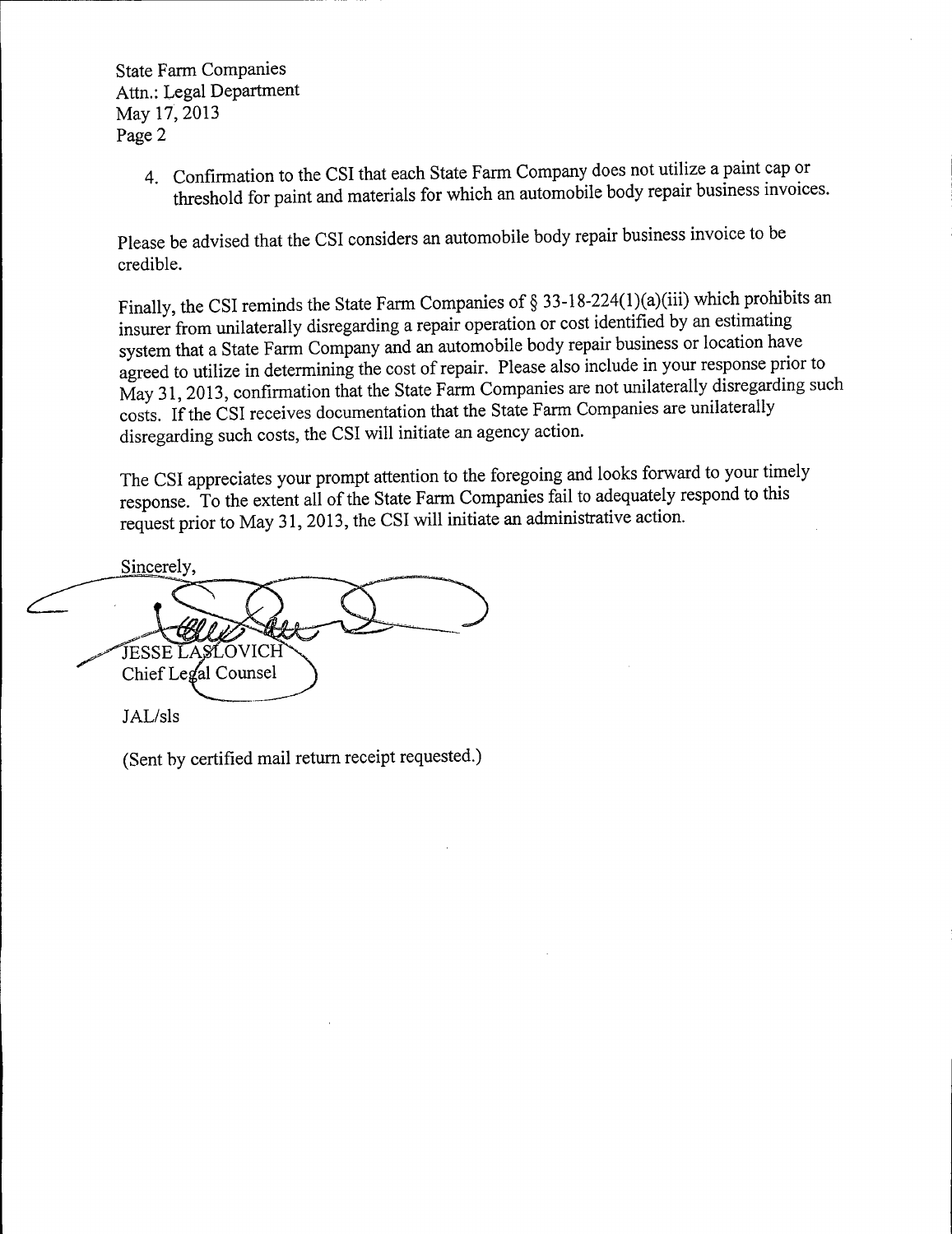State Farm Companies
Attn.: Legal Department
May 17, 2013
Page 2

4. Confirmation to the CSI that each State Farm Company does not utilize a paint cap or threshold for paint and materials for which an automobile body repair business invoices.

Please be advised that the CSI considers an automobile body repair business invoice to be credible.

Finally, the CSI reminds the State Farm Companies of § 33-18-224(1)(a)(iii) which prohibits an insurer from unilaterally disregarding a repair operation or cost identified by an estimating system that a State Farm Company and an automobile body repair business or location have agreed to utilize in determining the cost of repair. Please also include in your response prior to May 31, 2013, confirmation that the State Farm Companies are not unilaterally disregarding such costs. If the CSI receives documentation that the State Farm Companies are unilaterally disregarding such costs, the CSI will initiate an agency action.

The CSI appreciates your prompt attention to the foregoing and looks forward to your timely response. To the extent all of the State Farm Companies fail to adequately respond to this request prior to May 31, 2013, the CSI will initiate an administrative action.

Sincerely,

JESSE LASLOVICH
Chief Legal Counsel

JAL/sls

(Sent by certified mail return receipt requested.)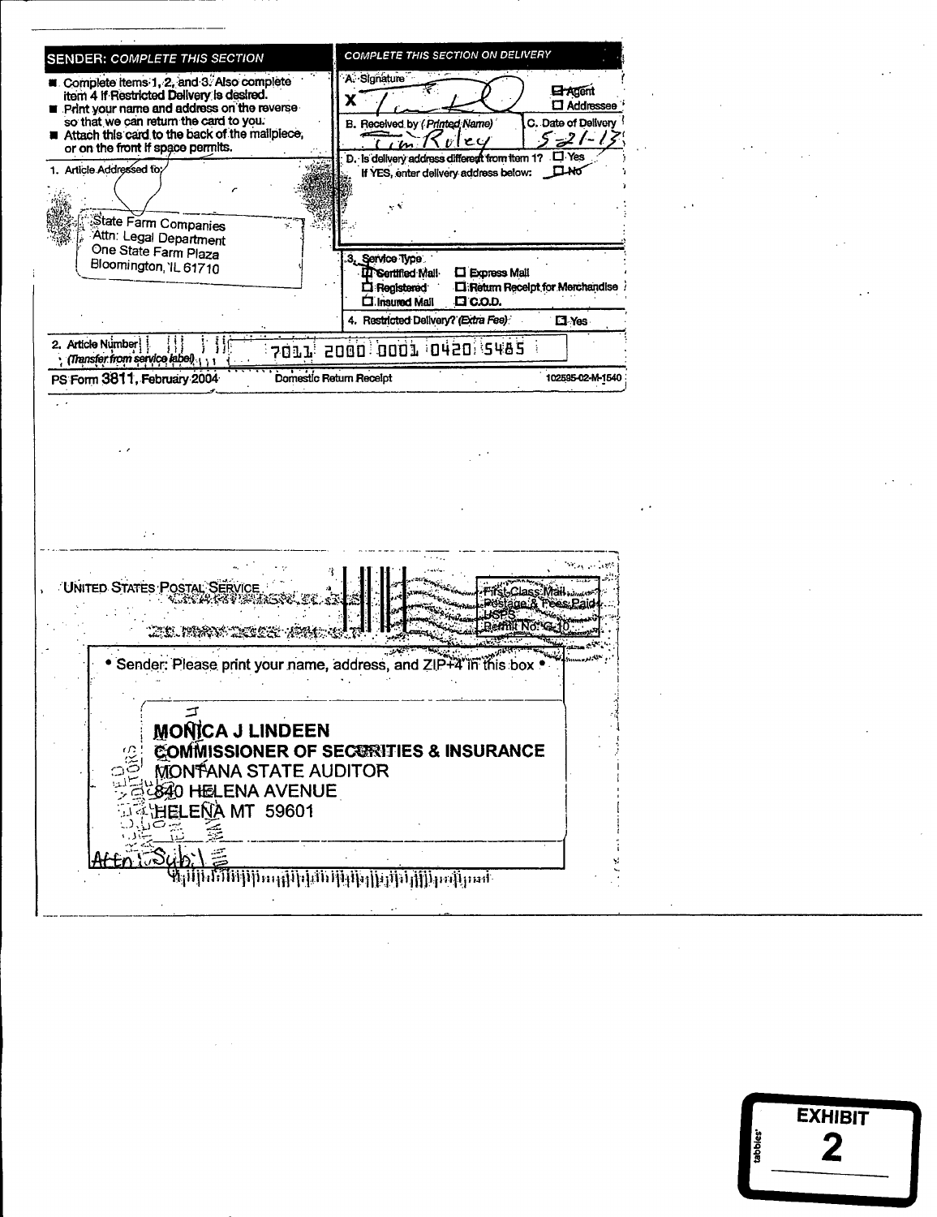**SENDER: COMPLETE THIS SECTION**

- Complete items 1, 2, and 3. Also complete item 4 if Restricted Delivery is desired.
- Print your name and address on the reverse so that we can return the card to you.
- Attach this card to the back of the mailpiece, or on the front if space permits.

1. Article Addressed to:

State Farm Companies
Attn: Legal Department
One State Farm Plaza
Bloomington, IL 61710

**COMPLETE THIS SECTION ON DELIVERY**

A. Signature

X

☒ Agent
☐ Addressee

B. Received by (Printed Name) Tim Roley

C. Date of Delivery 5-21-13

D. Is delivery address different from item 1? ☐ Yes
If YES, enter delivery address below: ☒ No

3. Service Type
☒ Certified Mail ☐ Express Mail
☐ Registered ☐ Return Receipt for Merchandise
☐ Insured Mail ☐ C.O.D.

4. Restricted Delivery? (Extra Fee) ☐ Yes

2. Article Number (Transfer from service label) 7011 2000 0001 0420 5485

PS Form 3811, February 2004 Domestic Return Receipt 102595-02-M-1540

UNITED STATES POSTAL SERVICE

First-Class Mail
Postage & Fees Paid
USPS
Permit No. G-10

• Sender: Please print your name, address, and ZIP+4 in this box •

MONICA J LINDEEN
COMMISSIONER OF SECURITIES & INSURANCE
MONTANA STATE AUDITOR
840 HELENA AVENUE
HELENA MT 59601

Attn: Sybil

RECEIVED
STATE AUDITORS OFFICE

EXHIBIT
2